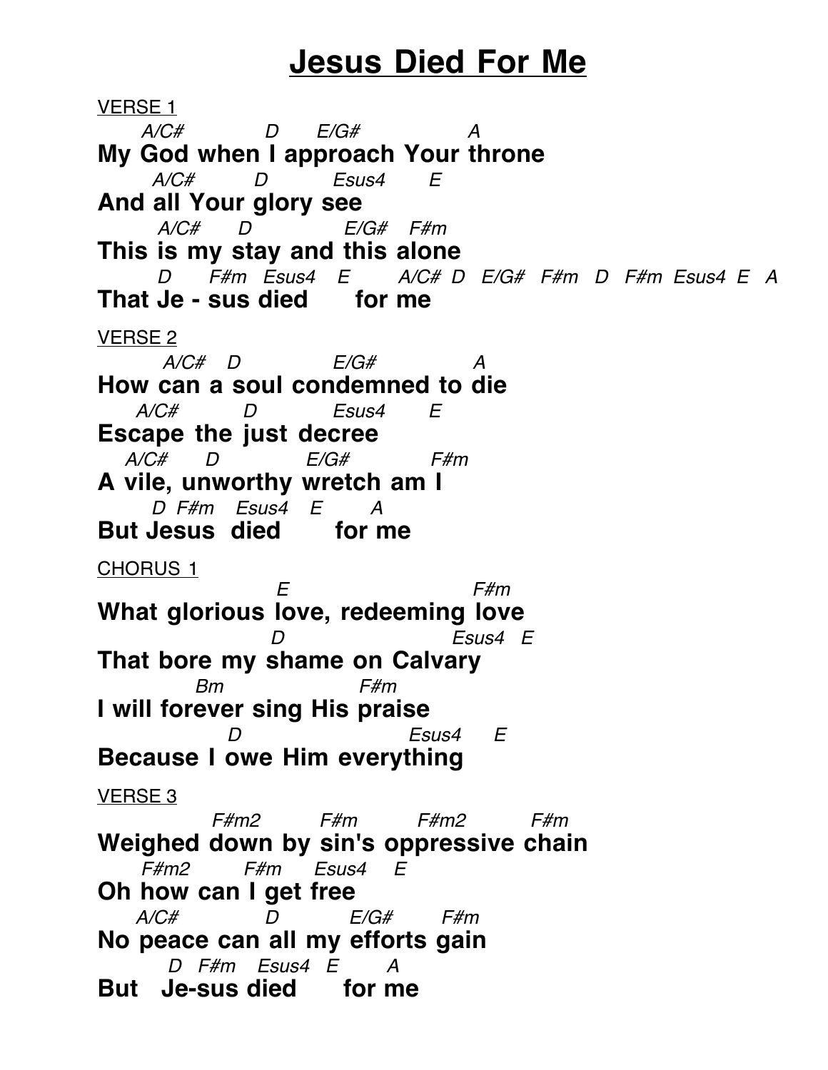# Jesus Died For Me

VERSE 1

```
     A/C#           D       E/G#              A
My God when I approach Your throne
       A/C#         D          Esus4       E
And all Your glory see
        A/C#       D              E/G#    F#m
This is my stay and this alone
        D      F#m   Esus4    E       A/C#  D   E/G#   F#m   D   F#m  Esus4  E   A
That Je - sus died      for me
```

VERSE 2

```
         A/C#    D              E/G#              A
How can a soul condemned to die
     A/C#           D            Esus4       E
Escape the just decree
   A/C#       D             E/G#           F#m
A vile, unworthy wretch am I
       D  F#m    Esus4    E       A
But Jesus  died       for me
```

CHORUS 1

```
                        E                          F#m
What glorious love, redeeming love
                       D                         Esus4   E
That bore my shame on Calvary
             Bm                    F#m
I will forever sing His praise
                  D                        Esus4      E
Because I owe Him everything
```

VERSE 3

```
              F#m2          F#m          F#m2          F#m
Weighed down by sin's oppressive chain
      F#m2         F#m      Esus4     E
Oh how can I get free
     A/C#             D            E/G#        F#m
No peace can all my efforts gain
          D   F#m    Esus4   E        A
But   Je-sus died       for me
```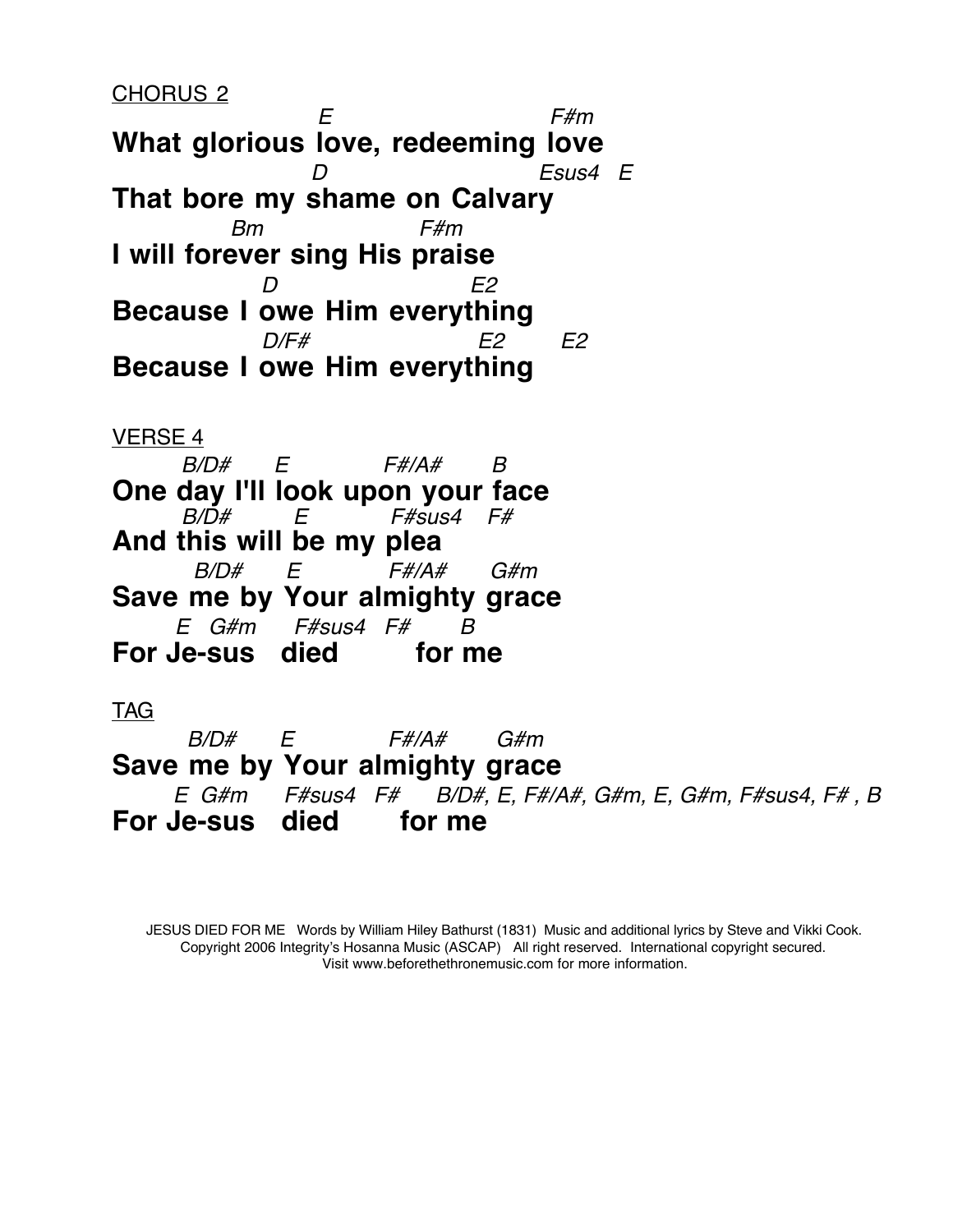CHORUS 2

```
                  E                         F#m
What glorious love, redeeming love
                 D                        Esus4   E
That bore my shame on Calvary
         Bm               F#m
I will forever sing His praise
            D                       E2
Because I owe Him everything
            D/F#                     E2        E2
Because I owe Him everything
```

VERSE 4

```
     B/D#       E           F#/A#       B
One day I'll look upon your face
     B/D#         E          F#sus4    F#
And this will be my plea
      B/D#       E           F#/A#      G#m
Save me by Your almighty grace
    E   G#m      F#sus4   F#      B
For Je-sus   died         for me
```

TAG

```
      B/D#       E           F#/A#       G#m
Save me by Your almighty grace
    E  G#m      F#sus4   F#     B/D#, E, F#/A#, G#m, E, G#m, F#sus4, F# , B
For Je-sus   died       for me
```

JESUS DIED FOR ME Words by William Hiley Bathurst (1831) Music and additional lyrics by Steve and Vikki Cook.
Copyright 2006 Integrity's Hosanna Music (ASCAP) All right reserved. International copyright secured.
Visit www.beforethethronemusic.com for more information.